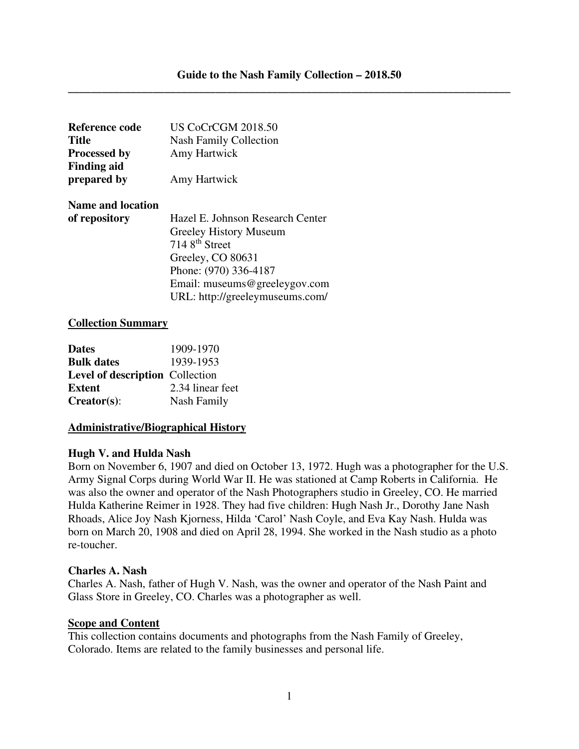# Guide to the Nash Family Collection – 2018.50

---

| | |
|---|---|
| **Reference code** | US CoCrCGM 2018.50 |
| **Title** | Nash Family Collection |
| **Processed by** | Amy Hartwick |
| **Finding aid prepared by** | Amy Hartwick |
| **Name and location of repository** | Hazel E. Johnson Research Center<br>Greeley History Museum<br>714 8th Street<br>Greeley, CO 80631<br>Phone: (970) 336-4187<br>Email: museums@greeleygov.com<br>URL: http://greeleymuseums.com/ |

## Collection Summary

| | |
|---|---|
| **Dates** | 1909-1970 |
| **Bulk dates** | 1939-1953 |
| **Level of description** | Collection |
| **Extent** | 2.34 linear feet |
| **Creator(s)**: | Nash Family |

## Administrative/Biographical History

### Hugh V. and Hulda Nash

Born on November 6, 1907 and died on October 13, 1972. Hugh was a photographer for the U.S. Army Signal Corps during World War II. He was stationed at Camp Roberts in California. He was also the owner and operator of the Nash Photographers studio in Greeley, CO. He married Hulda Katherine Reimer in 1928. They had five children: Hugh Nash Jr., Dorothy Jane Nash Rhoads, Alice Joy Nash Kjorness, Hilda 'Carol' Nash Coyle, and Eva Kay Nash. Hulda was born on March 20, 1908 and died on April 28, 1994. She worked in the Nash studio as a photo re-toucher.

### Charles A. Nash

Charles A. Nash, father of Hugh V. Nash, was the owner and operator of the Nash Paint and Glass Store in Greeley, CO. Charles was a photographer as well.

## Scope and Content

This collection contains documents and photographs from the Nash Family of Greeley, Colorado. Items are related to the family businesses and personal life.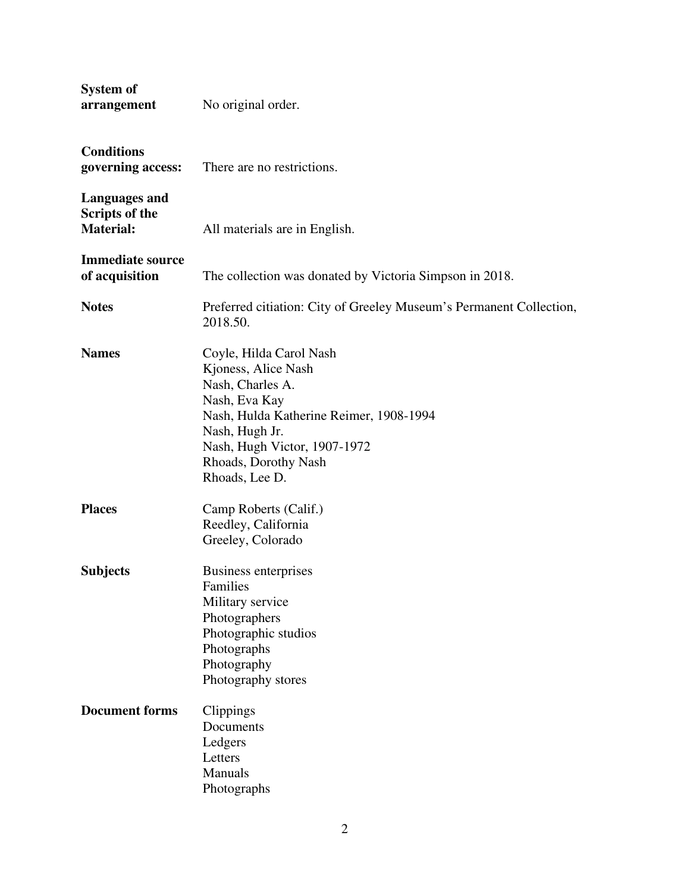**System of arrangement** No original order.

**Conditions governing access:** There are no restrictions.

**Languages and Scripts of the Material:** All materials are in English.

**Immediate source of acquisition** The collection was donated by Victoria Simpson in 2018.

**Notes** Preferred citiation: City of Greeley Museum's Permanent Collection, 2018.50.

**Names**
Coyle, Hilda Carol Nash
Kjoness, Alice Nash
Nash, Charles A.
Nash, Eva Kay
Nash, Hulda Katherine Reimer, 1908-1994
Nash, Hugh Jr.
Nash, Hugh Victor, 1907-1972
Rhoads, Dorothy Nash
Rhoads, Lee D.

**Places**
Camp Roberts (Calif.)
Reedley, California
Greeley, Colorado

**Subjects**
Business enterprises
Families
Military service
Photographers
Photographic studios
Photographs
Photography
Photography stores

**Document forms**
Clippings
Documents
Ledgers
Letters
Manuals
Photographs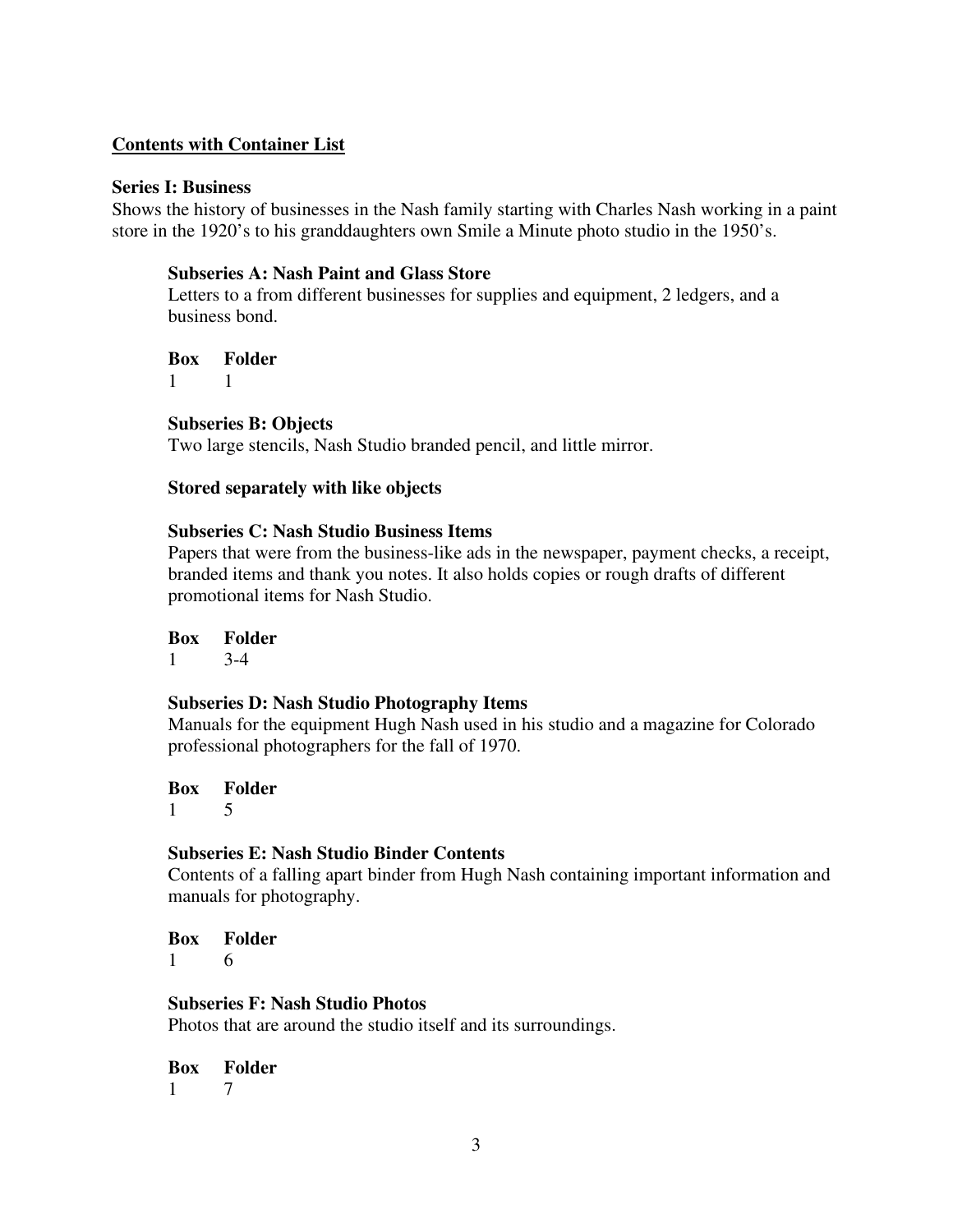## Contents with Container List

### Series I: Business

Shows the history of businesses in the Nash family starting with Charles Nash working in a paint store in the 1920's to his granddaughters own Smile a Minute photo studio in the 1950's.

#### Subseries A: Nash Paint and Glass Store

Letters to a from different businesses for supplies and equipment, 2 ledgers, and a business bond.

| Box | Folder |
|---|---|
| 1 | 1 |

#### Subseries B: Objects

Two large stencils, Nash Studio branded pencil, and little mirror.

**Stored separately with like objects**

#### Subseries C: Nash Studio Business Items

Papers that were from the business-like ads in the newspaper, payment checks, a receipt, branded items and thank you notes. It also holds copies or rough drafts of different promotional items for Nash Studio.

| Box | Folder |
|---|---|
| 1 | 3-4 |

#### Subseries D: Nash Studio Photography Items

Manuals for the equipment Hugh Nash used in his studio and a magazine for Colorado professional photographers for the fall of 1970.

| Box | Folder |
|---|---|
| 1 | 5 |

#### Subseries E: Nash Studio Binder Contents

Contents of a falling apart binder from Hugh Nash containing important information and manuals for photography.

| Box | Folder |
|---|---|
| 1 | 6 |

#### Subseries F: Nash Studio Photos

Photos that are around the studio itself and its surroundings.

| Box | Folder |
|---|---|
| 1 | 7 |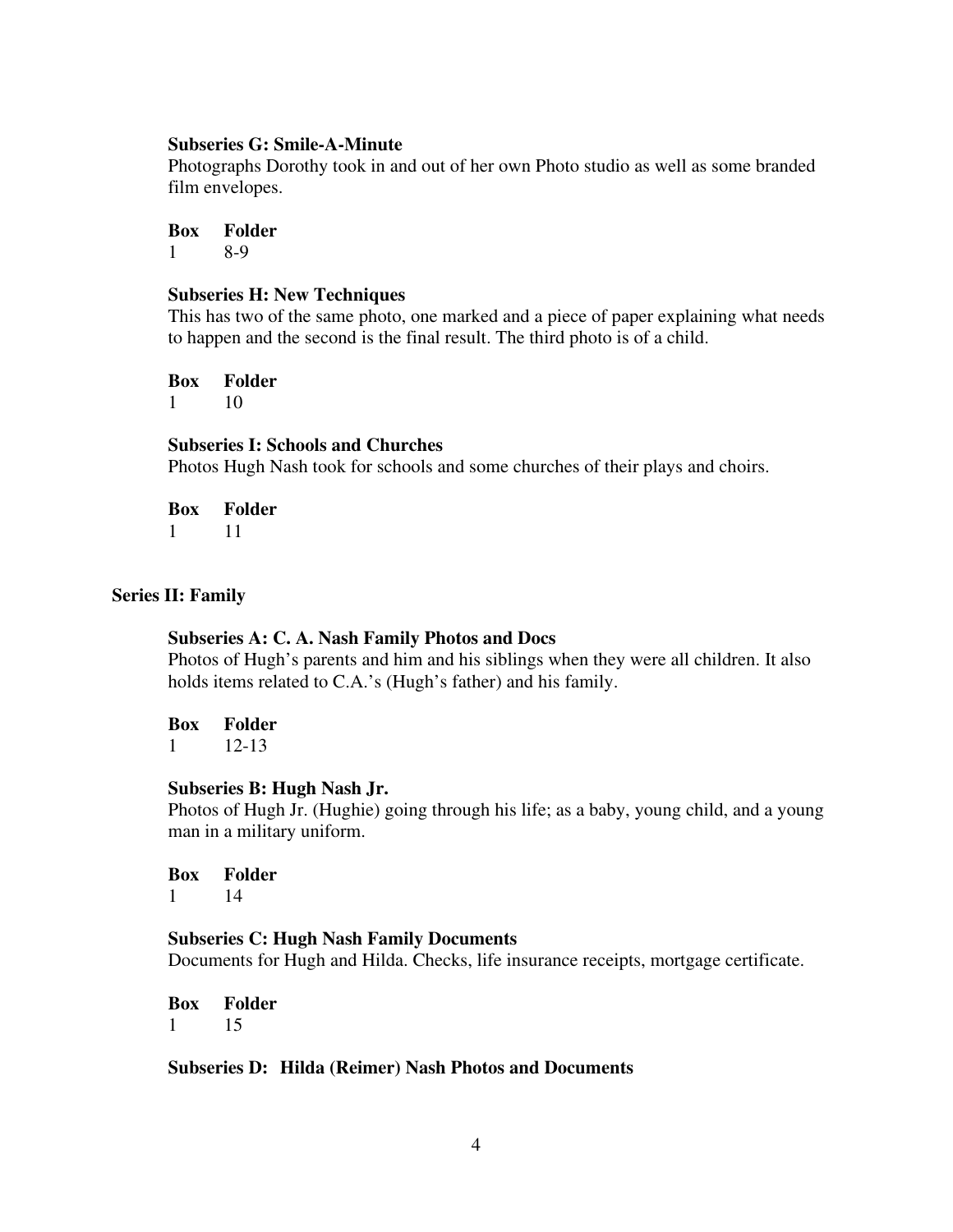### Subseries G: Smile-A-Minute

Photographs Dorothy took in and out of her own Photo studio as well as some branded film envelopes.

| Box | Folder |
|---|---|
| 1 | 8-9 |

### Subseries H: New Techniques

This has two of the same photo, one marked and a piece of paper explaining what needs to happen and the second is the final result. The third photo is of a child.

| Box | Folder |
|---|---|
| 1 | 10 |

### Subseries I: Schools and Churches

Photos Hugh Nash took for schools and some churches of their plays and choirs.

| Box | Folder |
|---|---|
| 1 | 11 |

## Series II: Family

### Subseries A: C. A. Nash Family Photos and Docs

Photos of Hugh's parents and him and his siblings when they were all children. It also holds items related to C.A.'s (Hugh's father) and his family.

| Box | Folder |
|---|---|
| 1 | 12-13 |

### Subseries B: Hugh Nash Jr.

Photos of Hugh Jr. (Hughie) going through his life; as a baby, young child, and a young man in a military uniform.

| Box | Folder |
|---|---|
| 1 | 14 |

### Subseries C: Hugh Nash Family Documents

Documents for Hugh and Hilda. Checks, life insurance receipts, mortgage certificate.

| Box | Folder |
|---|---|
| 1 | 15 |

### Subseries D: Hilda (Reimer) Nash Photos and Documents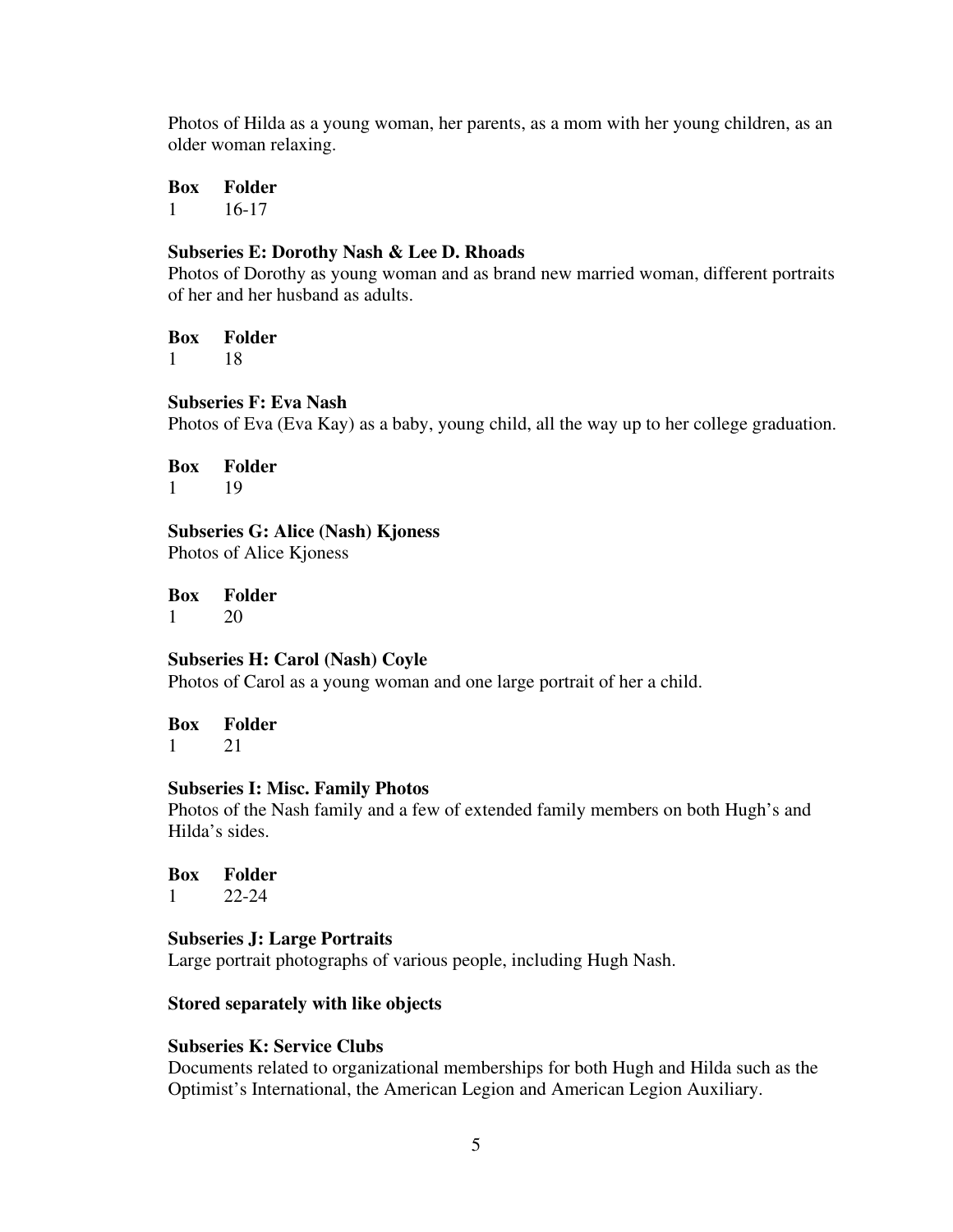Photos of Hilda as a young woman, her parents, as a mom with her young children, as an older woman relaxing.

| Box | Folder |
| --- | --- |
| 1 | 16-17 |

**Subseries E: Dorothy Nash & Lee D. Rhoads**

Photos of Dorothy as young woman and as brand new married woman, different portraits of her and her husband as adults.

| Box | Folder |
| --- | --- |
| 1 | 18 |

**Subseries F: Eva Nash**

Photos of Eva (Eva Kay) as a baby, young child, all the way up to her college graduation.

| Box | Folder |
| --- | --- |
| 1 | 19 |

**Subseries G: Alice (Nash) Kjoness**

Photos of Alice Kjoness

| Box | Folder |
| --- | --- |
| 1 | 20 |

**Subseries H: Carol (Nash) Coyle**

Photos of Carol as a young woman and one large portrait of her a child.

| Box | Folder |
| --- | --- |
| 1 | 21 |

**Subseries I: Misc. Family Photos**

Photos of the Nash family and a few of extended family members on both Hugh's and Hilda's sides.

| Box | Folder |
| --- | --- |
| 1 | 22-24 |

**Subseries J: Large Portraits**

Large portrait photographs of various people, including Hugh Nash.

**Stored separately with like objects**

**Subseries K: Service Clubs**

Documents related to organizational memberships for both Hugh and Hilda such as the Optimist's International, the American Legion and American Legion Auxiliary.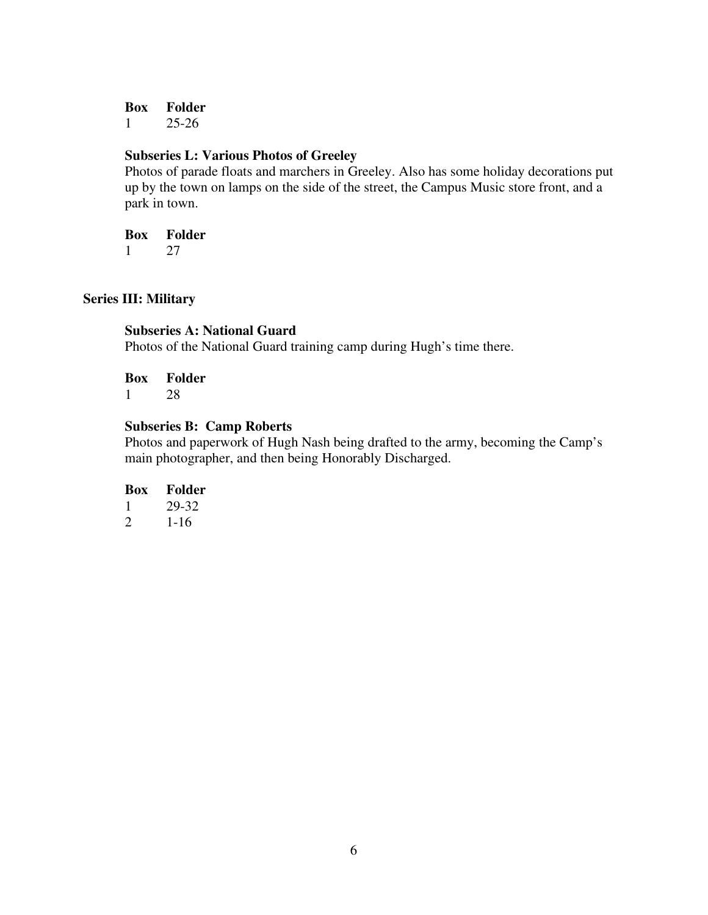| Box | Folder |
|---|---|
| 1 | 25-26 |

### Subseries L: Various Photos of Greeley

Photos of parade floats and marchers in Greeley. Also has some holiday decorations put up by the town on lamps on the side of the street, the Campus Music store front, and a park in town.

| Box | Folder |
|---|---|
| 1 | 27 |

## Series III: Military

### Subseries A: National Guard

Photos of the National Guard training camp during Hugh's time there.

| Box | Folder |
|---|---|
| 1 | 28 |

### Subseries B: Camp Roberts

Photos and paperwork of Hugh Nash being drafted to the army, becoming the Camp's main photographer, and then being Honorably Discharged.

| Box | Folder |
|---|---|
| 1 | 29-32 |
| 2 | 1-16 |